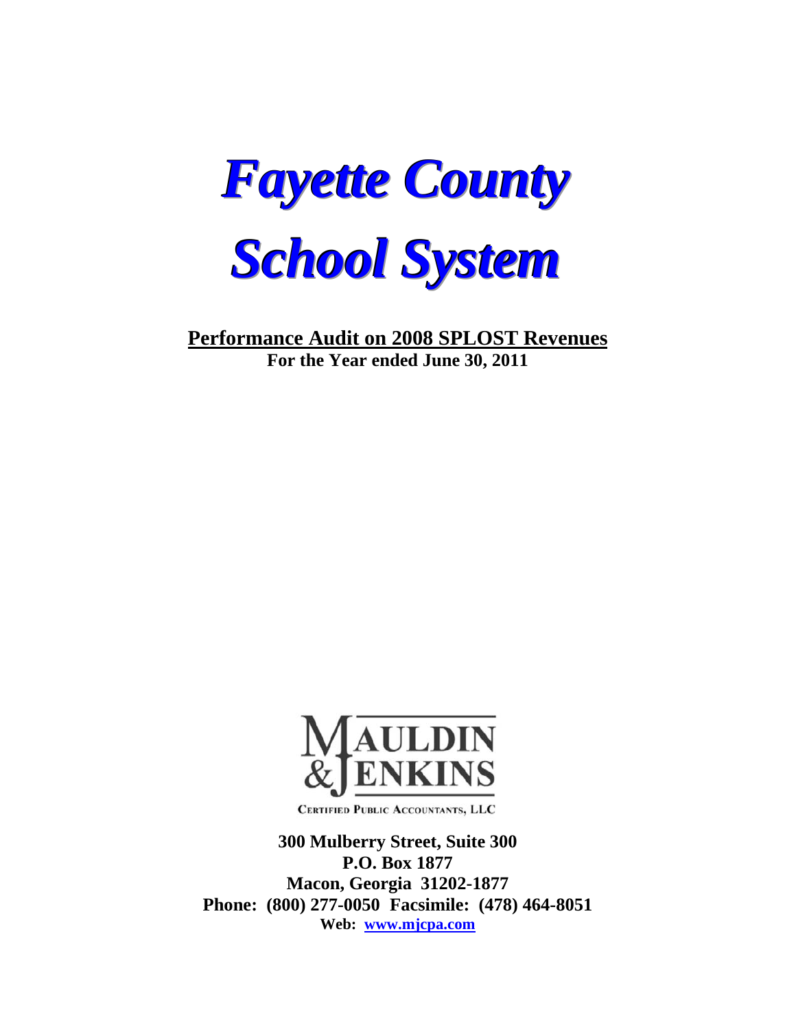# *Fayette County School System*

**Performance Audit on 2008 SPLOST Revenues**

**For the Year ended June 30, 2011**

MAULDIN & JENKINS

CERTIFIED PUBLIC ACCOUNTANTS, LLC

**300 Mulberry Street, Suite 300**
**P.O. Box 1877**
**Macon, Georgia 31202-1877**
**Phone: (800) 277-0050 Facsimile: (478) 464-8051**
**Web: www.mjcpa.com**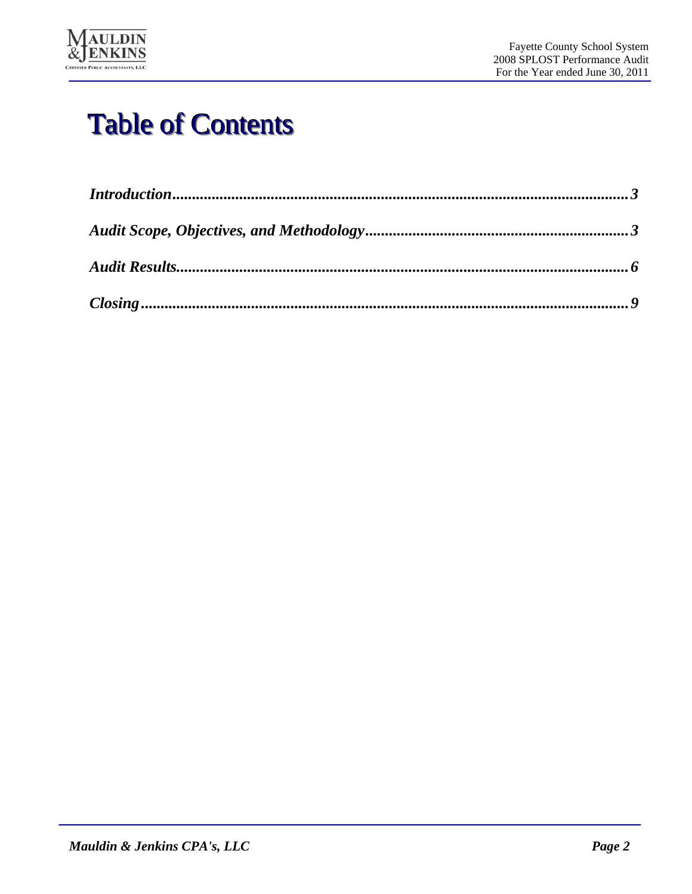# Table of Contents

*Introduction* .................................................. 3

*Audit Scope, Objectives, and Methodology* .................................................. 3

*Audit Results* .................................................. 6

*Closing* .................................................. 9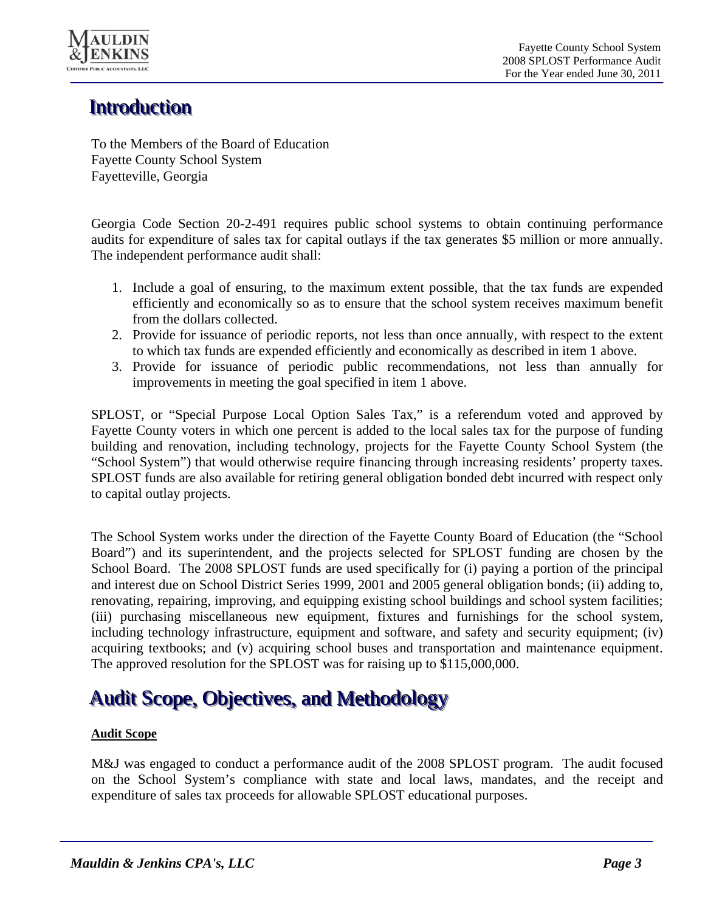# Introduction

To the Members of the Board of Education
Fayette County School System
Fayetteville, Georgia

Georgia Code Section 20-2-491 requires public school systems to obtain continuing performance audits for expenditure of sales tax for capital outlays if the tax generates $5 million or more annually. The independent performance audit shall:

1. Include a goal of ensuring, to the maximum extent possible, that the tax funds are expended efficiently and economically so as to ensure that the school system receives maximum benefit from the dollars collected.
2. Provide for issuance of periodic reports, not less than once annually, with respect to the extent to which tax funds are expended efficiently and economically as described in item 1 above.
3. Provide for issuance of periodic public recommendations, not less than annually for improvements in meeting the goal specified in item 1 above.

SPLOST, or "Special Purpose Local Option Sales Tax," is a referendum voted and approved by Fayette County voters in which one percent is added to the local sales tax for the purpose of funding building and renovation, including technology, projects for the Fayette County School System (the "School System") that would otherwise require financing through increasing residents' property taxes. SPLOST funds are also available for retiring general obligation bonded debt incurred with respect only to capital outlay projects.

The School System works under the direction of the Fayette County Board of Education (the "School Board") and its superintendent, and the projects selected for SPLOST funding are chosen by the School Board. The 2008 SPLOST funds are used specifically for (i) paying a portion of the principal and interest due on School District Series 1999, 2001 and 2005 general obligation bonds; (ii) adding to, renovating, repairing, improving, and equipping existing school buildings and school system facilities; (iii) purchasing miscellaneous new equipment, fixtures and furnishings for the school system, including technology infrastructure, equipment and software, and safety and security equipment; (iv) acquiring textbooks; and (v) acquiring school buses and transportation and maintenance equipment. The approved resolution for the SPLOST was for raising up to $115,000,000.

# Audit Scope, Objectives, and Methodology

**Audit Scope**

M&J was engaged to conduct a performance audit of the 2008 SPLOST program. The audit focused on the School System's compliance with state and local laws, mandates, and the receipt and expenditure of sales tax proceeds for allowable SPLOST educational purposes.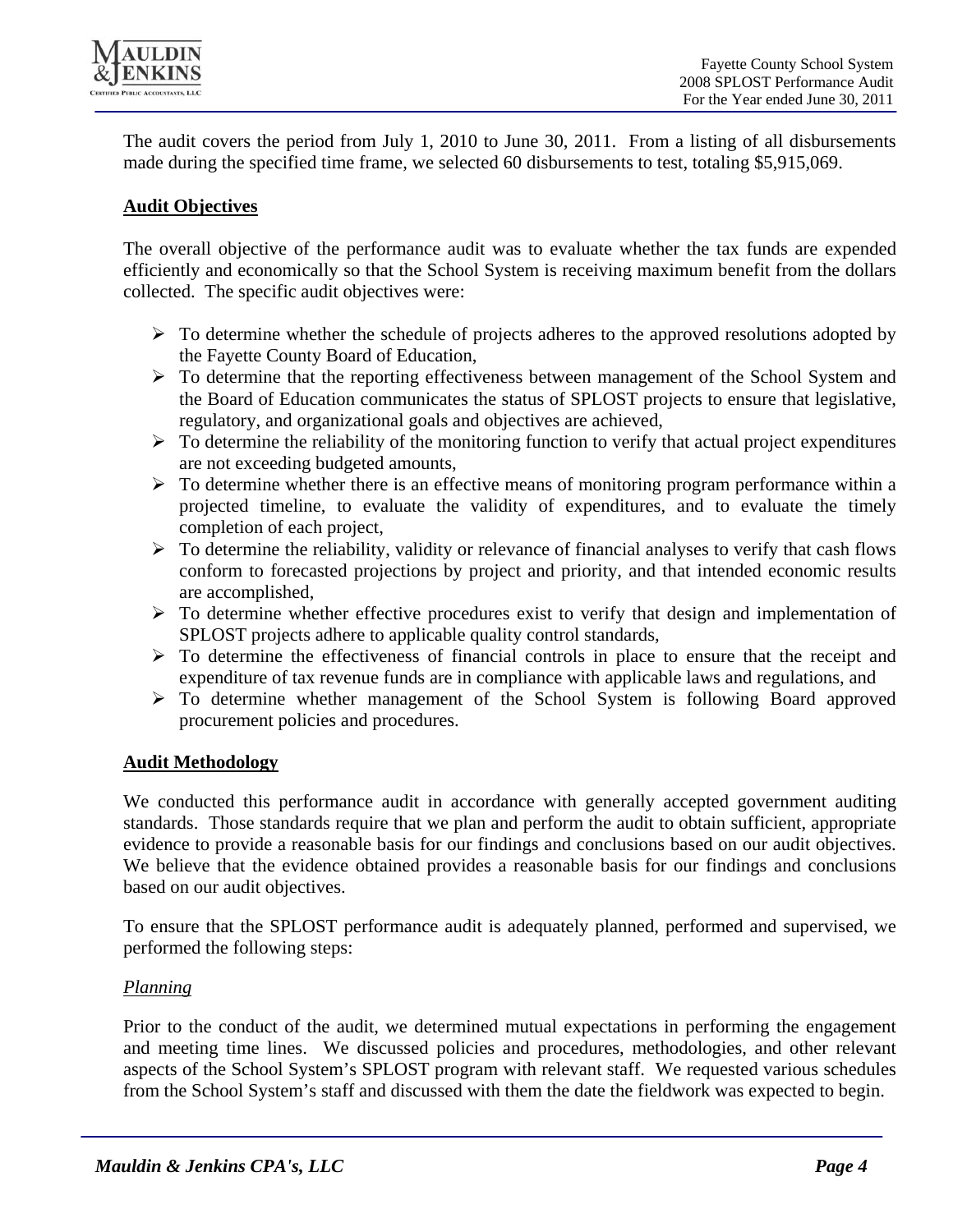The audit covers the period from July 1, 2010 to June 30, 2011. From a listing of all disbursements made during the specified time frame, we selected 60 disbursements to test, totaling $5,915,069.

## Audit Objectives

The overall objective of the performance audit was to evaluate whether the tax funds are expended efficiently and economically so that the School System is receiving maximum benefit from the dollars collected. The specific audit objectives were:

- To determine whether the schedule of projects adheres to the approved resolutions adopted by the Fayette County Board of Education,
- To determine that the reporting effectiveness between management of the School System and the Board of Education communicates the status of SPLOST projects to ensure that legislative, regulatory, and organizational goals and objectives are achieved,
- To determine the reliability of the monitoring function to verify that actual project expenditures are not exceeding budgeted amounts,
- To determine whether there is an effective means of monitoring program performance within a projected timeline, to evaluate the validity of expenditures, and to evaluate the timely completion of each project,
- To determine the reliability, validity or relevance of financial analyses to verify that cash flows conform to forecasted projections by project and priority, and that intended economic results are accomplished,
- To determine whether effective procedures exist to verify that design and implementation of SPLOST projects adhere to applicable quality control standards,
- To determine the effectiveness of financial controls in place to ensure that the receipt and expenditure of tax revenue funds are in compliance with applicable laws and regulations, and
- To determine whether management of the School System is following Board approved procurement policies and procedures.

## Audit Methodology

We conducted this performance audit in accordance with generally accepted government auditing standards. Those standards require that we plan and perform the audit to obtain sufficient, appropriate evidence to provide a reasonable basis for our findings and conclusions based on our audit objectives. We believe that the evidence obtained provides a reasonable basis for our findings and conclusions based on our audit objectives.

To ensure that the SPLOST performance audit is adequately planned, performed and supervised, we performed the following steps:

### *Planning*

Prior to the conduct of the audit, we determined mutual expectations in performing the engagement and meeting time lines. We discussed policies and procedures, methodologies, and other relevant aspects of the School System's SPLOST program with relevant staff. We requested various schedules from the School System's staff and discussed with them the date the fieldwork was expected to begin.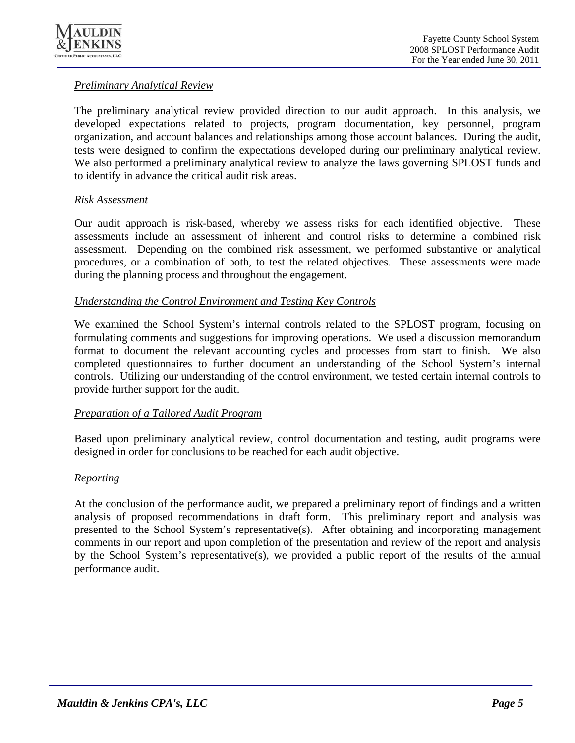*Preliminary Analytical Review*

The preliminary analytical review provided direction to our audit approach. In this analysis, we developed expectations related to projects, program documentation, key personnel, program organization, and account balances and relationships among those account balances. During the audit, tests were designed to confirm the expectations developed during our preliminary analytical review. We also performed a preliminary analytical review to analyze the laws governing SPLOST funds and to identify in advance the critical audit risk areas.

*Risk Assessment*

Our audit approach is risk-based, whereby we assess risks for each identified objective. These assessments include an assessment of inherent and control risks to determine a combined risk assessment. Depending on the combined risk assessment, we performed substantive or analytical procedures, or a combination of both, to test the related objectives. These assessments were made during the planning process and throughout the engagement.

*Understanding the Control Environment and Testing Key Controls*

We examined the School System's internal controls related to the SPLOST program, focusing on formulating comments and suggestions for improving operations. We used a discussion memorandum format to document the relevant accounting cycles and processes from start to finish. We also completed questionnaires to further document an understanding of the School System's internal controls. Utilizing our understanding of the control environment, we tested certain internal controls to provide further support for the audit.

*Preparation of a Tailored Audit Program*

Based upon preliminary analytical review, control documentation and testing, audit programs were designed in order for conclusions to be reached for each audit objective.

*Reporting*

At the conclusion of the performance audit, we prepared a preliminary report of findings and a written analysis of proposed recommendations in draft form. This preliminary report and analysis was presented to the School System's representative(s). After obtaining and incorporating management comments in our report and upon completion of the presentation and review of the report and analysis by the School System's representative(s), we provided a public report of the results of the annual performance audit.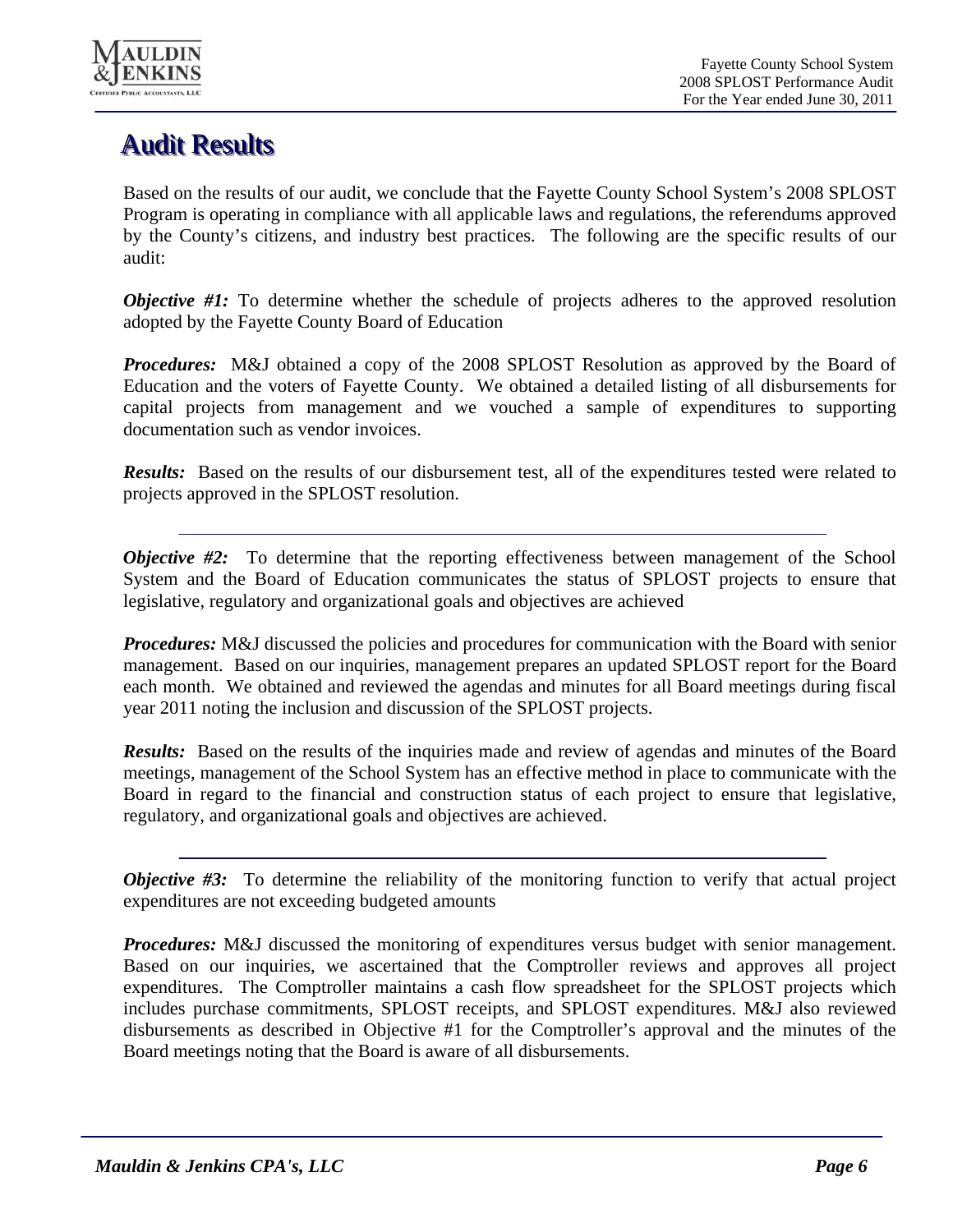# Audit Results

Based on the results of our audit, we conclude that the Fayette County School System's 2008 SPLOST Program is operating in compliance with all applicable laws and regulations, the referendums approved by the County's citizens, and industry best practices. The following are the specific results of our audit:

***Objective #1:*** To determine whether the schedule of projects adheres to the approved resolution adopted by the Fayette County Board of Education

***Procedures:*** M&J obtained a copy of the 2008 SPLOST Resolution as approved by the Board of Education and the voters of Fayette County. We obtained a detailed listing of all disbursements for capital projects from management and we vouched a sample of expenditures to supporting documentation such as vendor invoices.

***Results:*** Based on the results of our disbursement test, all of the expenditures tested were related to projects approved in the SPLOST resolution.

---

***Objective #2:*** To determine that the reporting effectiveness between management of the School System and the Board of Education communicates the status of SPLOST projects to ensure that legislative, regulatory and organizational goals and objectives are achieved

***Procedures:*** M&J discussed the policies and procedures for communication with the Board with senior management. Based on our inquiries, management prepares an updated SPLOST report for the Board each month. We obtained and reviewed the agendas and minutes for all Board meetings during fiscal year 2011 noting the inclusion and discussion of the SPLOST projects.

***Results:*** Based on the results of the inquiries made and review of agendas and minutes of the Board meetings, management of the School System has an effective method in place to communicate with the Board in regard to the financial and construction status of each project to ensure that legislative, regulatory, and organizational goals and objectives are achieved.

---

***Objective #3:*** To determine the reliability of the monitoring function to verify that actual project expenditures are not exceeding budgeted amounts

***Procedures:*** M&J discussed the monitoring of expenditures versus budget with senior management. Based on our inquiries, we ascertained that the Comptroller reviews and approves all project expenditures. The Comptroller maintains a cash flow spreadsheet for the SPLOST projects which includes purchase commitments, SPLOST receipts, and SPLOST expenditures. M&J also reviewed disbursements as described in Objective #1 for the Comptroller's approval and the minutes of the Board meetings noting that the Board is aware of all disbursements.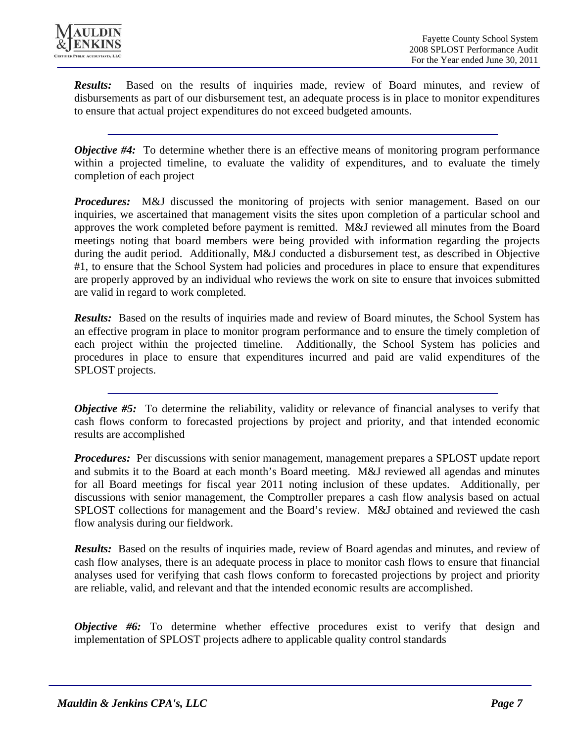***Results:*** Based on the results of inquiries made, review of Board minutes, and review of disbursements as part of our disbursement test, an adequate process is in place to monitor expenditures to ensure that actual project expenditures do not exceed budgeted amounts.

---

***Objective #4:*** To determine whether there is an effective means of monitoring program performance within a projected timeline, to evaluate the validity of expenditures, and to evaluate the timely completion of each project

***Procedures:*** M&J discussed the monitoring of projects with senior management. Based on our inquiries, we ascertained that management visits the sites upon completion of a particular school and approves the work completed before payment is remitted. M&J reviewed all minutes from the Board meetings noting that board members were being provided with information regarding the projects during the audit period. Additionally, M&J conducted a disbursement test, as described in Objective #1, to ensure that the School System had policies and procedures in place to ensure that expenditures are properly approved by an individual who reviews the work on site to ensure that invoices submitted are valid in regard to work completed.

***Results:*** Based on the results of inquiries made and review of Board minutes, the School System has an effective program in place to monitor program performance and to ensure the timely completion of each project within the projected timeline. Additionally, the School System has policies and procedures in place to ensure that expenditures incurred and paid are valid expenditures of the SPLOST projects.

---

***Objective #5:*** To determine the reliability, validity or relevance of financial analyses to verify that cash flows conform to forecasted projections by project and priority, and that intended economic results are accomplished

***Procedures:*** Per discussions with senior management, management prepares a SPLOST update report and submits it to the Board at each month's Board meeting. M&J reviewed all agendas and minutes for all Board meetings for fiscal year 2011 noting inclusion of these updates. Additionally, per discussions with senior management, the Comptroller prepares a cash flow analysis based on actual SPLOST collections for management and the Board's review. M&J obtained and reviewed the cash flow analysis during our fieldwork.

***Results:*** Based on the results of inquiries made, review of Board agendas and minutes, and review of cash flow analyses, there is an adequate process in place to monitor cash flows to ensure that financial analyses used for verifying that cash flows conform to forecasted projections by project and priority are reliable, valid, and relevant and that the intended economic results are accomplished.

---

***Objective #6:*** To determine whether effective procedures exist to verify that design and implementation of SPLOST projects adhere to applicable quality control standards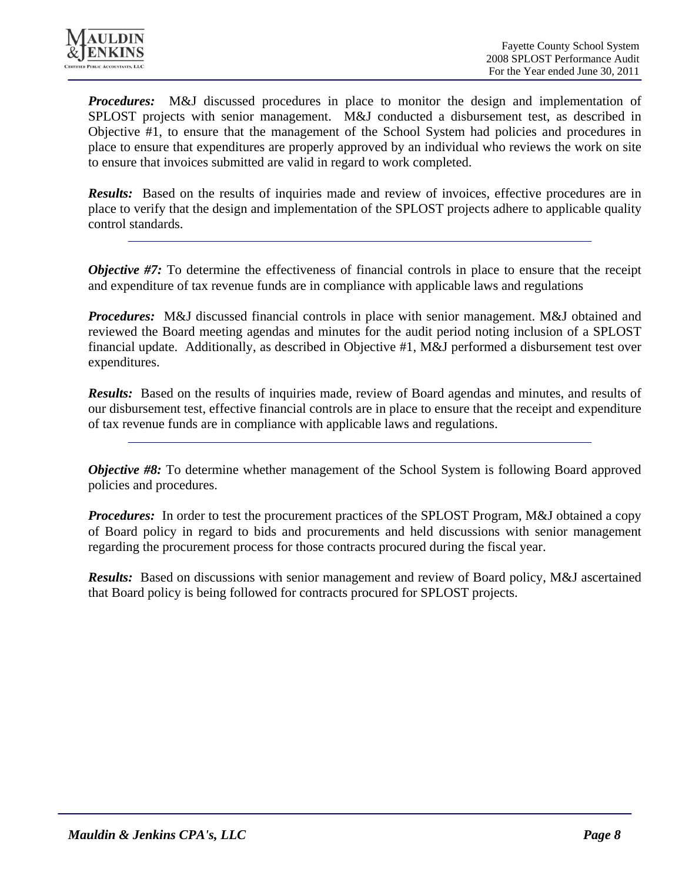***Procedures:*** M&J discussed procedures in place to monitor the design and implementation of SPLOST projects with senior management. M&J conducted a disbursement test, as described in Objective #1, to ensure that the management of the School System had policies and procedures in place to ensure that expenditures are properly approved by an individual who reviews the work on site to ensure that invoices submitted are valid in regard to work completed.

***Results:*** Based on the results of inquiries made and review of invoices, effective procedures are in place to verify that the design and implementation of the SPLOST projects adhere to applicable quality control standards.

---

***Objective #7:*** To determine the effectiveness of financial controls in place to ensure that the receipt and expenditure of tax revenue funds are in compliance with applicable laws and regulations

***Procedures:*** M&J discussed financial controls in place with senior management. M&J obtained and reviewed the Board meeting agendas and minutes for the audit period noting inclusion of a SPLOST financial update. Additionally, as described in Objective #1, M&J performed a disbursement test over expenditures.

***Results:*** Based on the results of inquiries made, review of Board agendas and minutes, and results of our disbursement test, effective financial controls are in place to ensure that the receipt and expenditure of tax revenue funds are in compliance with applicable laws and regulations.

---

***Objective #8:*** To determine whether management of the School System is following Board approved policies and procedures.

***Procedures:*** In order to test the procurement practices of the SPLOST Program, M&J obtained a copy of Board policy in regard to bids and procurements and held discussions with senior management regarding the procurement process for those contracts procured during the fiscal year.

***Results:*** Based on discussions with senior management and review of Board policy, M&J ascertained that Board policy is being followed for contracts procured for SPLOST projects.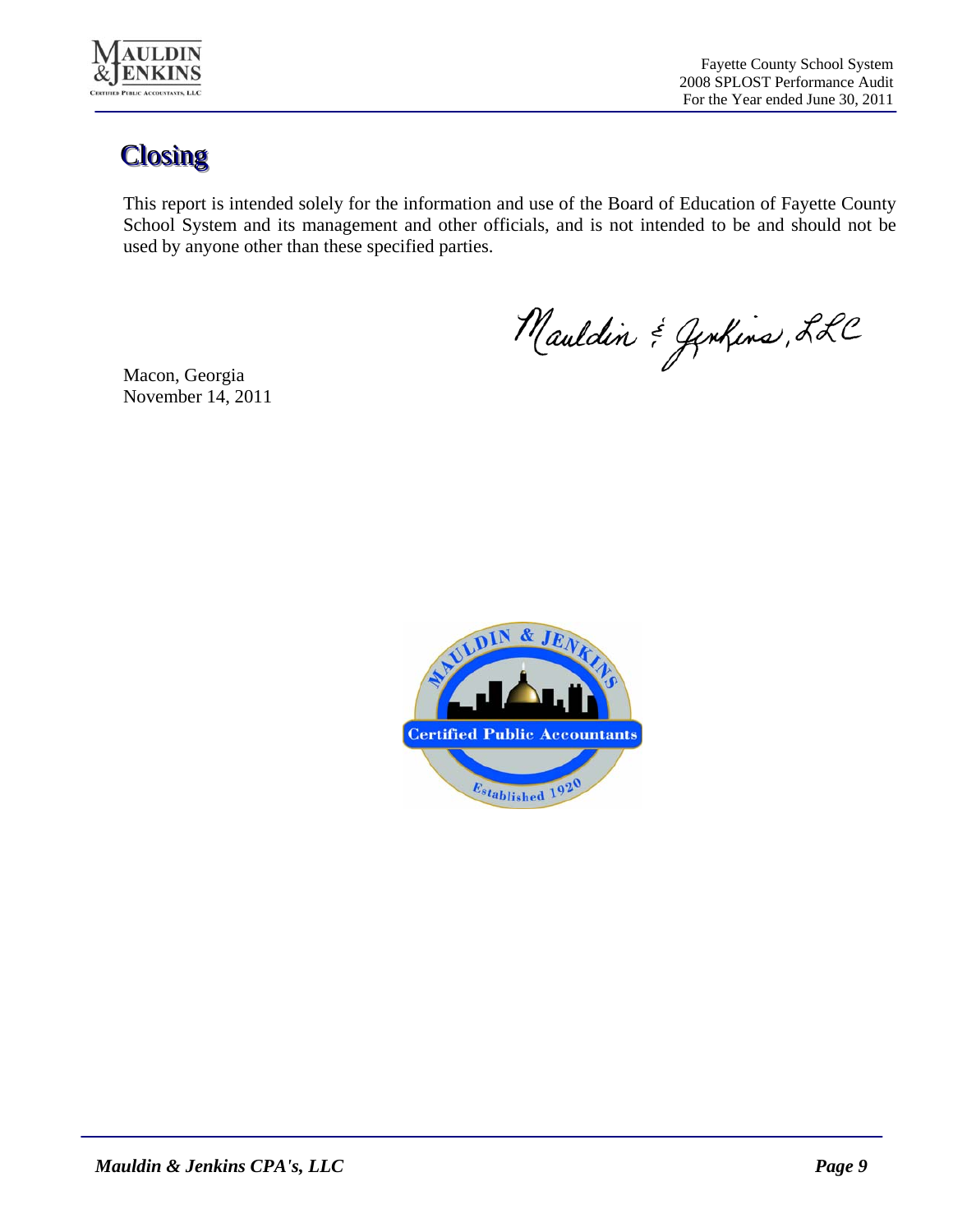# Closing

This report is intended solely for the information and use of the Board of Education of Fayette County School System and its management and other officials, and is not intended to be and should not be used by anyone other than these specified parties.

Mauldin & Jenkins, LLC

Macon, Georgia
November 14, 2011